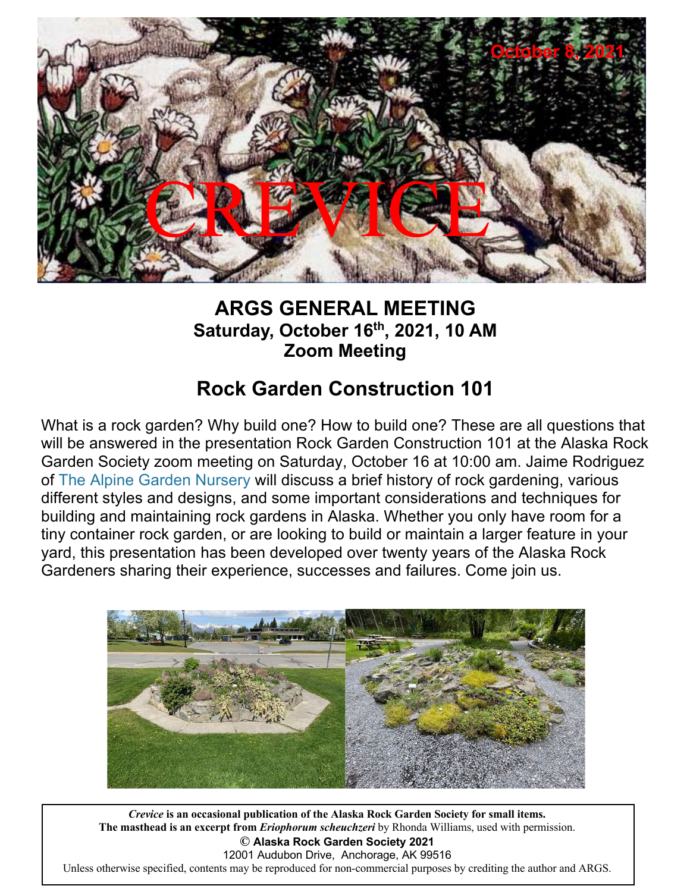October 8, 2021

# CREVICE

## ARGS GENERAL MEETING
**Saturday, October 16th, 2021, 10 AM**
**Zoom Meeting**

## Rock Garden Construction 101

What is a rock garden? Why build one? How to build one? These are all questions that will be answered in the presentation Rock Garden Construction 101 at the Alaska Rock Garden Society zoom meeting on Saturday, October 16 at 10:00 am. Jaime Rodriguez of The Alpine Garden Nursery will discuss a brief history of rock gardening, various different styles and designs, and some important considerations and techniques for building and maintaining rock gardens in Alaska. Whether you only have room for a tiny container rock garden, or are looking to build or maintain a larger feature in your yard, this presentation has been developed over twenty years of the Alaska Rock Gardeners sharing their experience, successes and failures. Come join us.

***Crevice* is an occasional publication of the Alaska Rock Garden Society for small items.**
**The masthead is an excerpt from *Eriophorum scheuchzeri* by Rhonda Williams, used with permission.**
**© Alaska Rock Garden Society 2021**
12001 Audubon Drive, Anchorage, AK 99516
Unless otherwise specified, contents may be reproduced for non-commercial purposes by crediting the author and ARGS.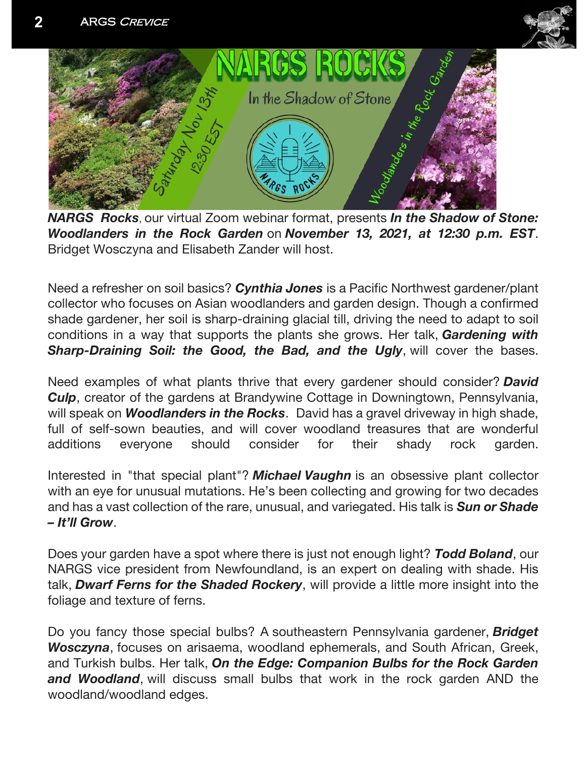***NARGS Rocks***, our virtual Zoom webinar format, presents ***In the Shadow of Stone: Woodlanders in the Rock Garden*** on ***November 13, 2021, at 12:30 p.m. EST***. Bridget Wosczyna and Elisabeth Zander will host.

Need a refresher on soil basics? ***Cynthia Jones*** is a Pacific Northwest gardener/plant collector who focuses on Asian woodlanders and garden design. Though a confirmed shade gardener, her soil is sharp-draining glacial till, driving the need to adapt to soil conditions in a way that supports the plants she grows. Her talk, ***Gardening with Sharp-Draining Soil: the Good, the Bad, and the Ugly***, will cover the bases.

Need examples of what plants thrive that every gardener should consider? ***David Culp***, creator of the gardens at Brandywine Cottage in Downingtown, Pennsylvania, will speak on ***Woodlanders in the Rocks***. David has a gravel driveway in high shade, full of self-sown beauties, and will cover woodland treasures that are wonderful additions everyone should consider for their shady rock garden.

Interested in "that special plant"? ***Michael Vaughn*** is an obsessive plant collector with an eye for unusual mutations. He's been collecting and growing for two decades and has a vast collection of the rare, unusual, and variegated. His talk is ***Sun or Shade – It'll Grow***.

Does your garden have a spot where there is just not enough light? ***Todd Boland***, our NARGS vice president from Newfoundland, is an expert on dealing with shade. His talk, ***Dwarf Ferns for the Shaded Rockery***, will provide a little more insight into the foliage and texture of ferns.

Do you fancy those special bulbs? A southeastern Pennsylvania gardener, ***Bridget Wosczyna***, focuses on arisaema, woodland ephemerals, and South African, Greek, and Turkish bulbs. Her talk, ***On the Edge: Companion Bulbs for the Rock Garden and Woodland***, will discuss small bulbs that work in the rock garden AND the woodland/woodland edges.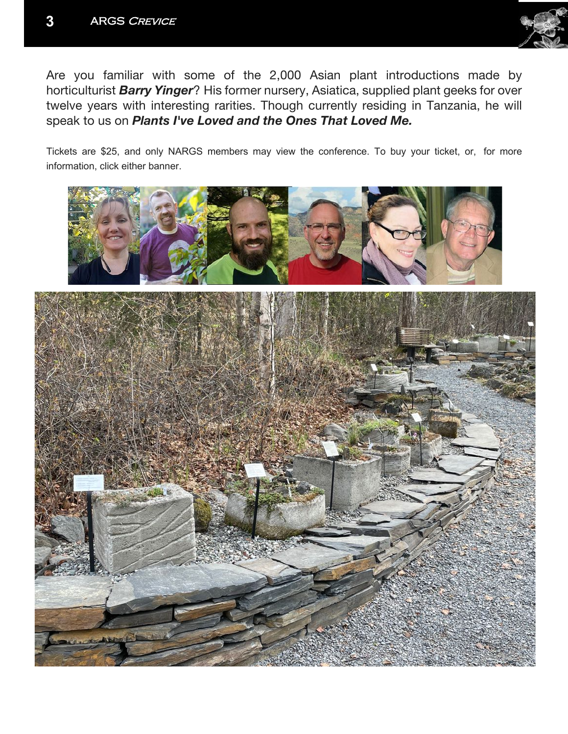Are you familiar with some of the 2,000 Asian plant introductions made by horticulturist ***Barry Yinger***? His former nursery, Asiatica, supplied plant geeks for over twelve years with interesting rarities. Though currently residing in Tanzania, he will speak to us on ***Plants I've Loved and the Ones That Loved Me.***

Tickets are $25, and only NARGS members may view the conference. To buy your ticket, or, for more information, click either banner.